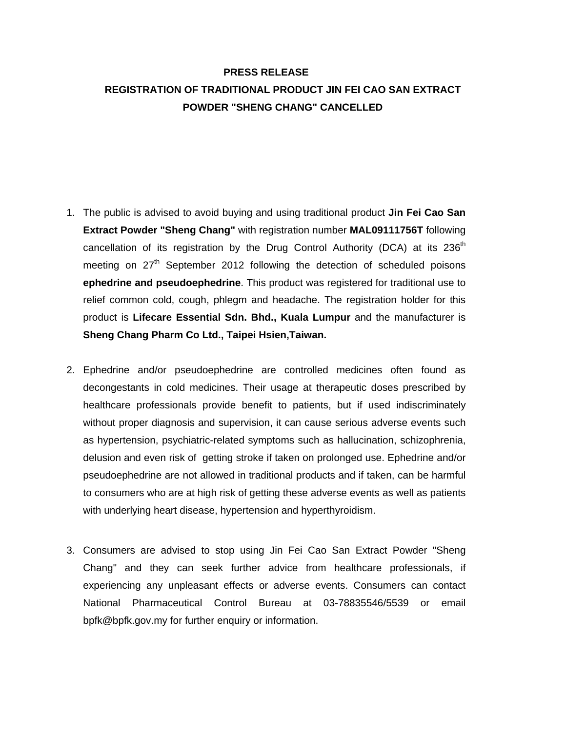# PRESS RELEASE

## REGISTRATION OF TRADITIONAL PRODUCT JIN FEI CAO SAN EXTRACT POWDER "SHENG CHANG" CANCELLED

1. The public is advised to avoid buying and using traditional product **Jin Fei Cao San Extract Powder "Sheng Chang"** with registration number **MAL09111756T** following cancellation of its registration by the Drug Control Authority (DCA) at its 236th meeting on 27th September 2012 following the detection of scheduled poisons **ephedrine and pseudoephedrine**. This product was registered for traditional use to relief common cold, cough, phlegm and headache. The registration holder for this product is **Lifecare Essential Sdn. Bhd., Kuala Lumpur** and the manufacturer is **Sheng Chang Pharm Co Ltd., Taipei Hsien,Taiwan.**

2. Ephedrine and/or pseudoephedrine are controlled medicines often found as decongestants in cold medicines. Their usage at therapeutic doses prescribed by healthcare professionals provide benefit to patients, but if used indiscriminately without proper diagnosis and supervision, it can cause serious adverse events such as hypertension, psychiatric-related symptoms such as hallucination, schizophrenia, delusion and even risk of getting stroke if taken on prolonged use. Ephedrine and/or pseudoephedrine are not allowed in traditional products and if taken, can be harmful to consumers who are at high risk of getting these adverse events as well as patients with underlying heart disease, hypertension and hyperthyroidism.

3. Consumers are advised to stop using Jin Fei Cao San Extract Powder "Sheng Chang" and they can seek further advice from healthcare professionals, if experiencing any unpleasant effects or adverse events. Consumers can contact National Pharmaceutical Control Bureau at 03-78835546/5539 or email bpfk@bpfk.gov.my for further enquiry or information.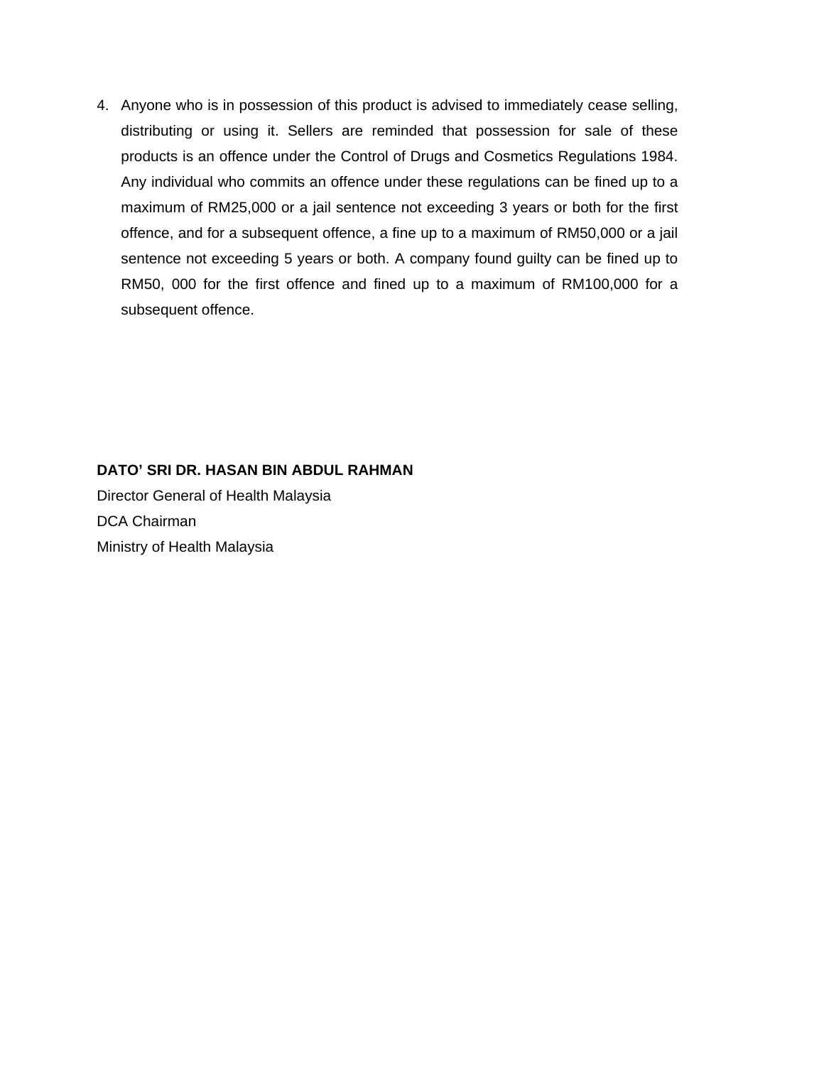4. Anyone who is in possession of this product is advised to immediately cease selling, distributing or using it. Sellers are reminded that possession for sale of these products is an offence under the Control of Drugs and Cosmetics Regulations 1984. Any individual who commits an offence under these regulations can be fined up to a maximum of RM25,000 or a jail sentence not exceeding 3 years or both for the first offence, and for a subsequent offence, a fine up to a maximum of RM50,000 or a jail sentence not exceeding 5 years or both. A company found guilty can be fined up to RM50, 000 for the first offence and fined up to a maximum of RM100,000 for a subsequent offence.

**DATO' SRI DR. HASAN BIN ABDUL RAHMAN**
Director General of Health Malaysia
DCA Chairman
Ministry of Health Malaysia